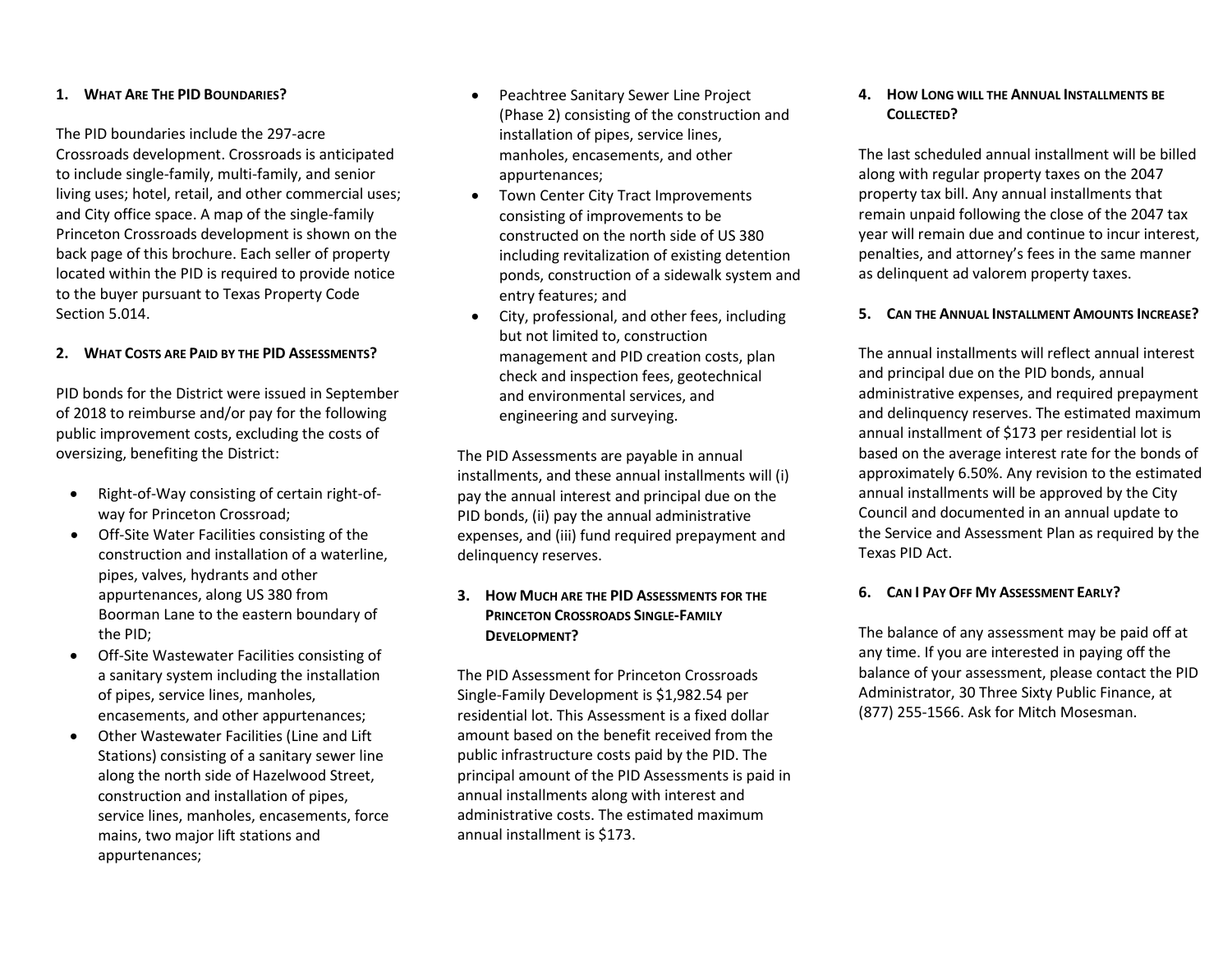## 1. What Are The PID Boundaries?

The PID boundaries include the 297-acre Crossroads development. Crossroads is anticipated to include single-family, multi-family, and senior living uses; hotel, retail, and other commercial uses; and City office space. A map of the single-family Princeton Crossroads development is shown on the back page of this brochure. Each seller of property located within the PID is required to provide notice to the buyer pursuant to Texas Property Code Section 5.014.

## 2. What Costs are Paid by the PID Assessments?

PID bonds for the District were issued in September of 2018 to reimburse and/or pay for the following public improvement costs, excluding the costs of oversizing, benefiting the District:

- Right-of-Way consisting of certain right-of-way for Princeton Crossroad;
- Off-Site Water Facilities consisting of the construction and installation of a waterline, pipes, valves, hydrants and other appurtenances, along US 380 from Boorman Lane to the eastern boundary of the PID;
- Off-Site Wastewater Facilities consisting of a sanitary system including the installation of pipes, service lines, manholes, encasements, and other appurtenances;
- Other Wastewater Facilities (Line and Lift Stations) consisting of a sanitary sewer line along the north side of Hazelwood Street, construction and installation of pipes, service lines, manholes, encasements, force mains, two major lift stations and appurtenances;
- Peachtree Sanitary Sewer Line Project (Phase 2) consisting of the construction and installation of pipes, service lines, manholes, encasements, and other appurtenances;
- Town Center City Tract Improvements consisting of improvements to be constructed on the north side of US 380 including revitalization of existing detention ponds, construction of a sidewalk system and entry features; and
- City, professional, and other fees, including but not limited to, construction management and PID creation costs, plan check and inspection fees, geotechnical and environmental services, and engineering and surveying.

The PID Assessments are payable in annual installments, and these annual installments will (i) pay the annual interest and principal due on the PID bonds, (ii) pay the annual administrative expenses, and (iii) fund required prepayment and delinquency reserves.

## 3. How Much are the PID Assessments for the Princeton Crossroads Single-Family Development?

The PID Assessment for Princeton Crossroads Single-Family Development is $1,982.54 per residential lot. This Assessment is a fixed dollar amount based on the benefit received from the public infrastructure costs paid by the PID. The principal amount of the PID Assessments is paid in annual installments along with interest and administrative costs. The estimated maximum annual installment is $173.

## 4. How Long will the Annual Installments be Collected?

The last scheduled annual installment will be billed along with regular property taxes on the 2047 property tax bill. Any annual installments that remain unpaid following the close of the 2047 tax year will remain due and continue to incur interest, penalties, and attorney's fees in the same manner as delinquent ad valorem property taxes.

## 5. Can the Annual Installment Amounts Increase?

The annual installments will reflect annual interest and principal due on the PID bonds, annual administrative expenses, and required prepayment and delinquency reserves. The estimated maximum annual installment of $173 per residential lot is based on the average interest rate for the bonds of approximately 6.50%. Any revision to the estimated annual installments will be approved by the City Council and documented in an annual update to the Service and Assessment Plan as required by the Texas PID Act.

## 6. Can I Pay Off My Assessment Early?

The balance of any assessment may be paid off at any time. If you are interested in paying off the balance of your assessment, please contact the PID Administrator, 30 Three Sixty Public Finance, at (877) 255-1566. Ask for Mitch Mosesman.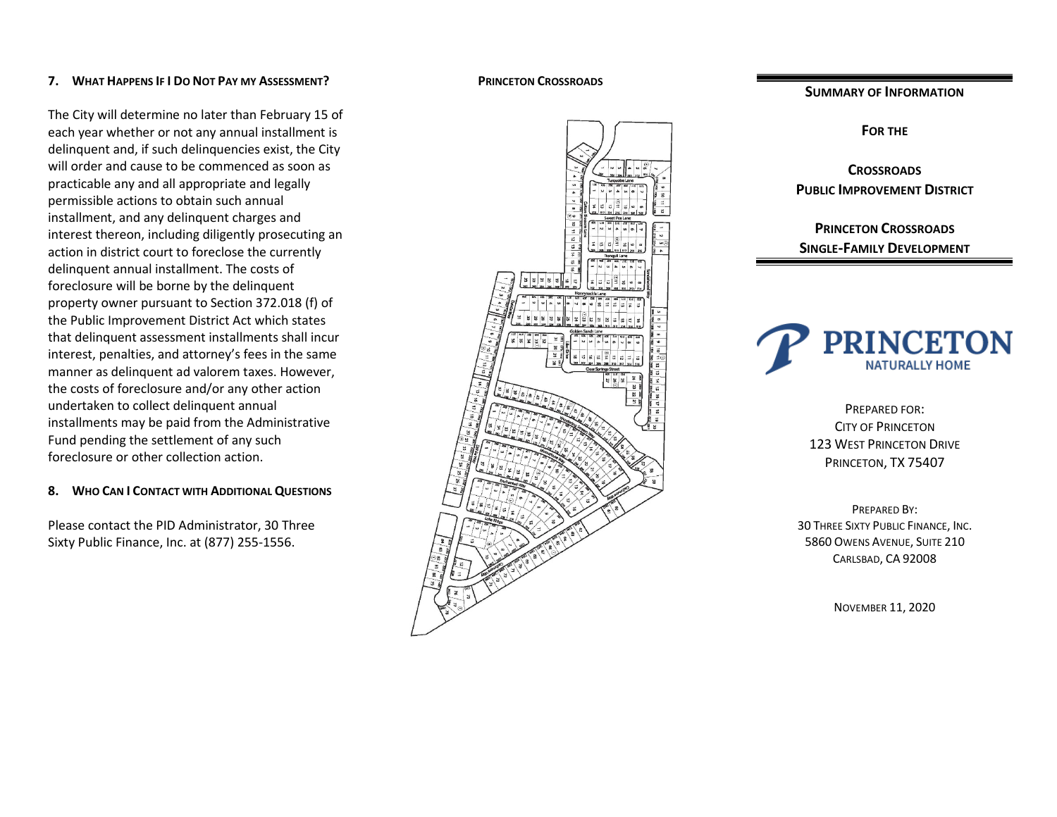## 7. What Happens If I Do Not Pay my Assessment?

The City will determine no later than February 15 of each year whether or not any annual installment is delinquent and, if such delinquencies exist, the City will order and cause to be commenced as soon as practicable any and all appropriate and legally permissible actions to obtain such annual installment, and any delinquent charges and interest thereon, including diligently prosecuting an action in district court to foreclose the currently delinquent annual installment. The costs of foreclosure will be borne by the delinquent property owner pursuant to Section 372.018 (f) of the Public Improvement District Act which states that delinquent assessment installments shall incur interest, penalties, and attorney's fees in the same manner as delinquent ad valorem taxes. However, the costs of foreclosure and/or any other action undertaken to collect delinquent annual installments may be paid from the Administrative Fund pending the settlement of any such foreclosure or other collection action.

## 8. Who Can I Contact with Additional Questions

Please contact the PID Administrator, 30 Three Sixty Public Finance, Inc. at (877) 255-1556.

**Princeton Crossroads**

# Summary of Information

## For the

## Crossroads Public Improvement District

## Princeton Crossroads Single-Family Development

PRINCETON
NATURALLY HOME

Prepared for:
City of Princeton
123 West Princeton Drive
Princeton, TX 75407

Prepared By:
30 Three Sixty Public Finance, Inc.
5860 Owens Avenue, Suite 210
Carlsbad, CA 92008

November 11, 2020